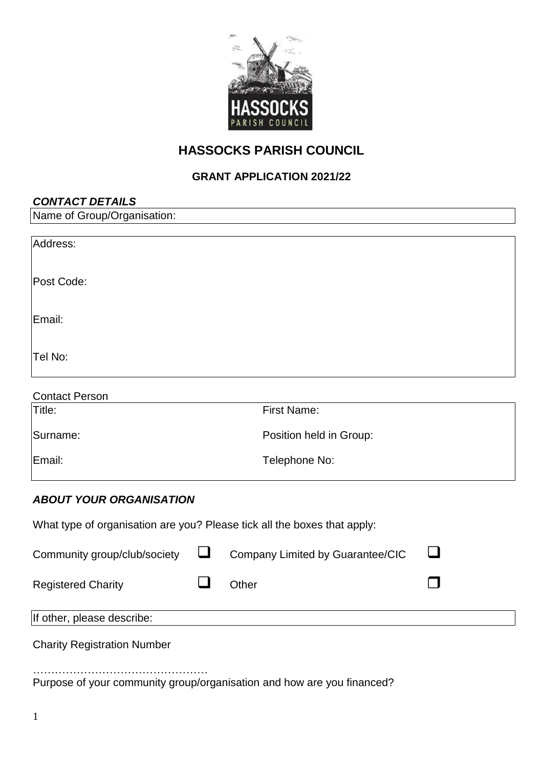# HASSOCKS PARISH COUNCIL

## GRANT APPLICATION 2021/22

***CONTACT DETAILS***

Name of Group/Organisation:

Address:

Post Code:

Email:

Tel No:

Contact Person

| Title: | First Name: |
|---|---|
| Surname: | Position held in Group: |
| Email: | Telephone No: |

***ABOUT YOUR ORGANISATION***

What type of organisation are you? Please tick all the boxes that apply:

| | | | |
|---|---|---|---|
| Community group/club/society | ☐ | Company Limited by Guarantee/CIC | ☐ |
| Registered Charity | ☐ | Other | ☐ |

If other, please describe:

Charity Registration Number

…………………………………………

Purpose of your community group/organisation and how are you financed?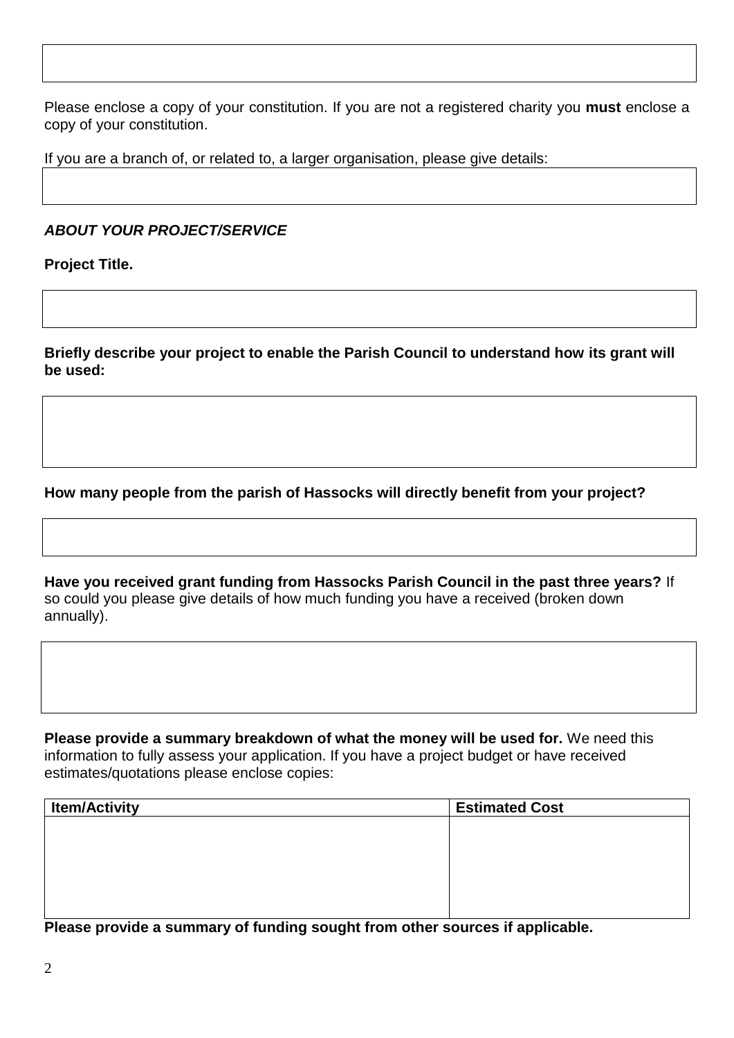Please enclose a copy of your constitution. If you are not a registered charity you **must** enclose a copy of your constitution.

If you are a branch of, or related to, a larger organisation, please give details:

***ABOUT YOUR PROJECT/SERVICE***

**Project Title.**

**Briefly describe your project to enable the Parish Council to understand how its grant will be used:**

**How many people from the parish of Hassocks will directly benefit from your project?**

**Have you received grant funding from Hassocks Parish Council in the past three years?** If so could you please give details of how much funding you have a received (broken down annually).

**Please provide a summary breakdown of what the money will be used for.** We need this information to fully assess your application. If you have a project budget or have received estimates/quotations please enclose copies:

| Item/Activity | Estimated Cost |
|---|---|
| | |

**Please provide a summary of funding sought from other sources if applicable.**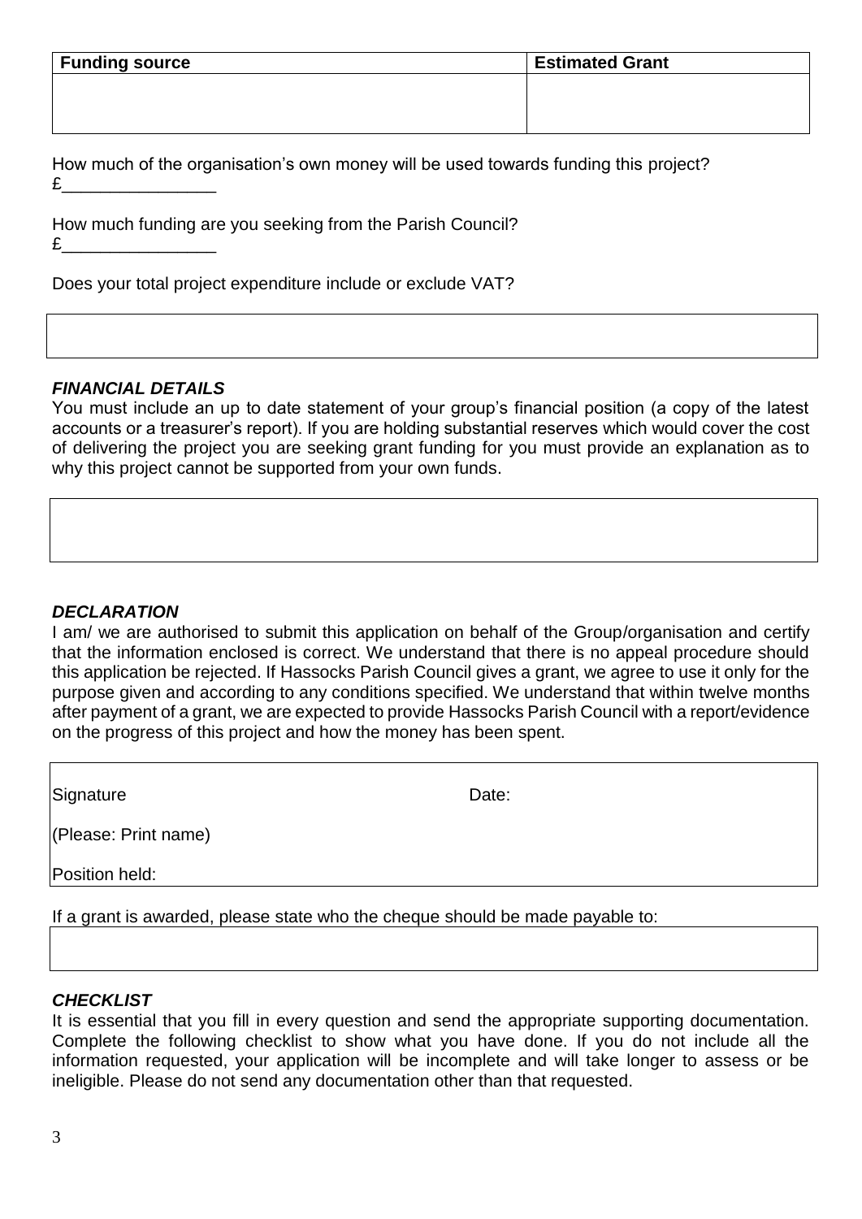| Funding source | Estimated Grant |
| --- | --- |
| | |

How much of the organisation's own money will be used towards funding this project?
£________________

How much funding are you seeking from the Parish Council?
£________________

Does your total project expenditure include or exclude VAT?

| |
| --- |
| |

### *FINANCIAL DETAILS*

You must include an up to date statement of your group's financial position (a copy of the latest accounts or a treasurer's report). If you are holding substantial reserves which would cover the cost of delivering the project you are seeking grant funding for you must provide an explanation as to why this project cannot be supported from your own funds.

| |
| --- |
| |

### *DECLARATION*

I am/ we are authorised to submit this application on behalf of the Group/organisation and certify that the information enclosed is correct. We understand that there is no appeal procedure should this application be rejected. If Hassocks Parish Council gives a grant, we agree to use it only for the purpose given and according to any conditions specified. We understand that within twelve months after payment of a grant, we are expected to provide Hassocks Parish Council with a report/evidence on the progress of this project and how the money has been spent.

| | |
| --- | --- |
| Signature | Date: |
| (Please: Print name) | |
| Position held: | |

If a grant is awarded, please state who the cheque should be made payable to:

| |
| --- |
| |

### *CHECKLIST*

It is essential that you fill in every question and send the appropriate supporting documentation. Complete the following checklist to show what you have done. If you do not include all the information requested, your application will be incomplete and will take longer to assess or be ineligible. Please do not send any documentation other than that requested.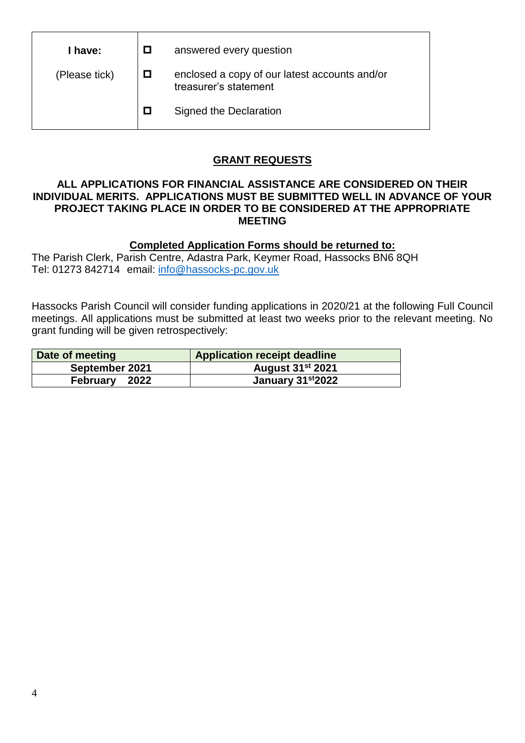| **I have:** | ☐ | answered every question |
| --- | --- | --- |
| (Please tick) | ☐ | enclosed a copy of our latest accounts and/or treasurer's statement |
| | ☐ | Signed the Declaration |

## GRANT REQUESTS

**ALL APPLICATIONS FOR FINANCIAL ASSISTANCE ARE CONSIDERED ON THEIR INDIVIDUAL MERITS. APPLICATIONS MUST BE SUBMITTED WELL IN ADVANCE OF YOUR PROJECT TAKING PLACE IN ORDER TO BE CONSIDERED AT THE APPROPRIATE MEETING**

**Completed Application Forms should be returned to:**

The Parish Clerk, Parish Centre, Adastra Park, Keymer Road, Hassocks BN6 8QH
Tel: 01273 842714 email: info@hassocks-pc.gov.uk

Hassocks Parish Council will consider funding applications in 2020/21 at the following Full Council meetings. All applications must be submitted at least two weeks prior to the relevant meeting. No grant funding will be given retrospectively:

| Date of meeting | Application receipt deadline |
| --- | --- |
| **September 2021** | **August 31st 2021** |
| **February 2022** | **January 31st 2022** |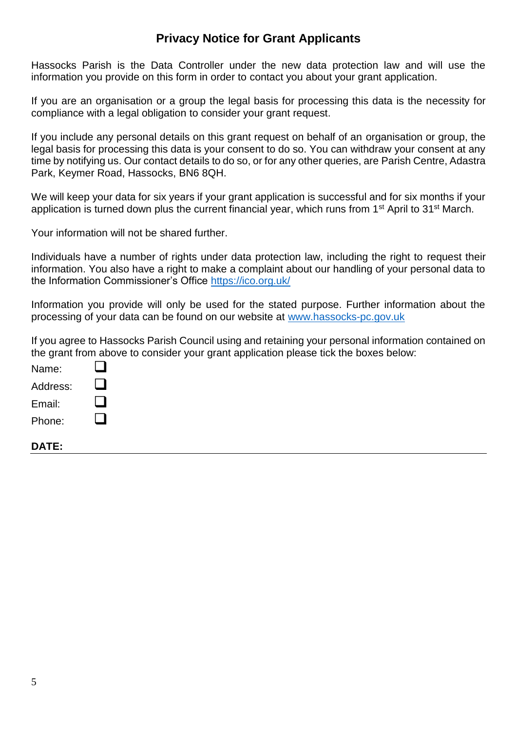## Privacy Notice for Grant Applicants

Hassocks Parish is the Data Controller under the new data protection law and will use the information you provide on this form in order to contact you about your grant application.

If you are an organisation or a group the legal basis for processing this data is the necessity for compliance with a legal obligation to consider your grant request.

If you include any personal details on this grant request on behalf of an organisation or group, the legal basis for processing this data is your consent to do so. You can withdraw your consent at any time by notifying us. Our contact details to do so, or for any other queries, are Parish Centre, Adastra Park, Keymer Road, Hassocks, BN6 8QH.

We will keep your data for six years if your grant application is successful and for six months if your application is turned down plus the current financial year, which runs from 1st April to 31st March.

Your information will not be shared further.

Individuals have a number of rights under data protection law, including the right to request their information. You also have a right to make a complaint about our handling of your personal data to the Information Commissioner's Office https://ico.org.uk/

Information you provide will only be used for the stated purpose. Further information about the processing of your data can be found on our website at www.hassocks-pc.gov.uk

If you agree to Hassocks Parish Council using and retaining your personal information contained on the grant from above to consider your grant application please tick the boxes below:

- Name: ☐
- Address: ☐
- Email: ☐
- Phone: ☐

**DATE:**